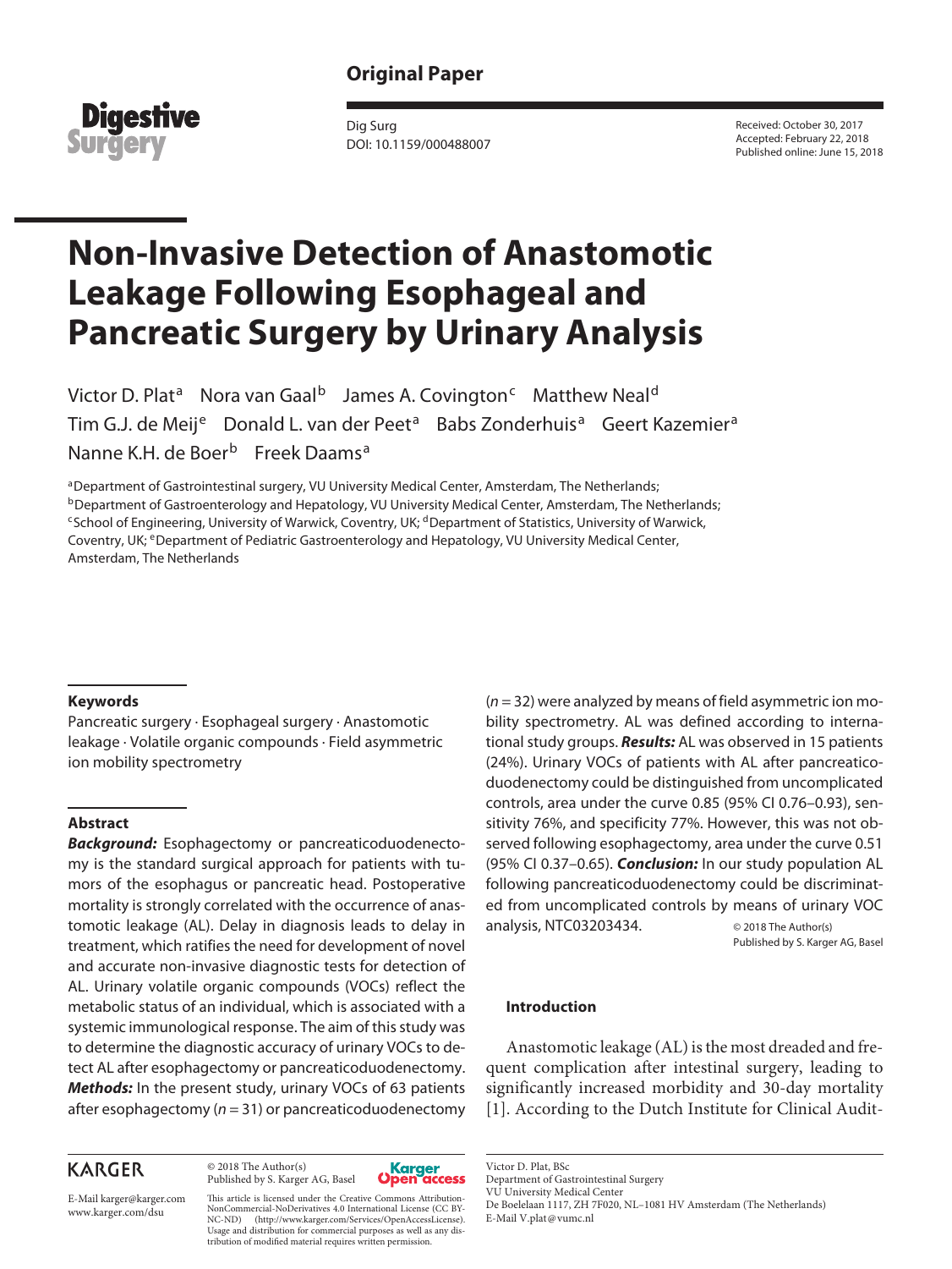Original Paper

Dig Surg
DOI: 10.1159/000488007

Received: October 30, 2017
Accepted: February 22, 2018
Published online: June 15, 2018

# Non-Invasive Detection of Anastomotic Leakage Following Esophageal and Pancreatic Surgery by Urinary Analysis

Victor D. Plat[a] Nora van Gaal[b] James A. Covington[c] Matthew Neal[d] Tim G.J. de Meij[e] Donald L. van der Peet[a] Babs Zonderhuis[a] Geert Kazemier[a] Nanne K.H. de Boer[b] Freek Daams[a]

[a]Department of Gastrointestinal surgery, VU University Medical Center, Amsterdam, The Netherlands; [b]Department of Gastroenterology and Hepatology, VU University Medical Center, Amsterdam, The Netherlands; [c]School of Engineering, University of Warwick, Coventry, UK; [d]Department of Statistics, University of Warwick, Coventry, UK; [e]Department of Pediatric Gastroenterology and Hepatology, VU University Medical Center, Amsterdam, The Netherlands

### Keywords

Pancreatic surgery · Esophageal surgery · Anastomotic leakage · Volatile organic compounds · Field asymmetric ion mobility spectrometry

### Abstract

***Background:*** Esophagectomy or pancreaticoduodenectomy is the standard surgical approach for patients with tumors of the esophagus or pancreatic head. Postoperative mortality is strongly correlated with the occurrence of anastomotic leakage (AL). Delay in diagnosis leads to delay in treatment, which ratifies the need for development of novel and accurate non-invasive diagnostic tests for detection of AL. Urinary volatile organic compounds (VOCs) reflect the metabolic status of an individual, which is associated with a systemic immunological response. The aim of this study was to determine the diagnostic accuracy of urinary VOCs to detect AL after esophagectomy or pancreaticoduodenectomy. ***Methods:*** In the present study, urinary VOCs of 63 patients after esophagectomy ($n = 31$) or pancreaticoduodenectomy ($n = 32$) were analyzed by means of field asymmetric ion mobility spectrometry. AL was defined according to international study groups. ***Results:*** AL was observed in 15 patients (24%). Urinary VOCs of patients with AL after pancreaticoduodenectomy could be distinguished from uncomplicated controls, area under the curve 0.85 (95% CI 0.76–0.93), sensitivity 76%, and specificity 77%. However, this was not observed following esophagectomy, area under the curve 0.51 (95% CI 0.37–0.65). ***Conclusion:*** In our study population AL following pancreaticoduodenectomy could be discriminated from uncomplicated controls by means of urinary VOC analysis, NTC03203434.

© 2018 The Author(s)
Published by S. Karger AG, Basel

### Introduction

Anastomotic leakage (AL) is the most dreaded and frequent complication after intestinal surgery, leading to significantly increased morbidity and 30-day mortality [1]. According to the Dutch Institute for Clinical Audit-

KARGER

E-Mail karger@karger.com
www.karger.com/dsu

© 2018 The Author(s)
Published by S. Karger AG, Basel

This article is licensed under the Creative Commons Attribution-NonCommercial-NoDerivatives 4.0 International License (CC BY-NC-ND) (http://www.karger.com/Services/OpenAccessLicense). Usage and distribution for commercial purposes as well as any distribution of modified material requires written permission.

Victor D. Plat, BSc
Department of Gastrointestinal Surgery
VU University Medical Center
De Boelelaan 1117, ZH 7F020, NL–1081 HV Amsterdam (The Netherlands)
E-Mail V.plat@vumc.nl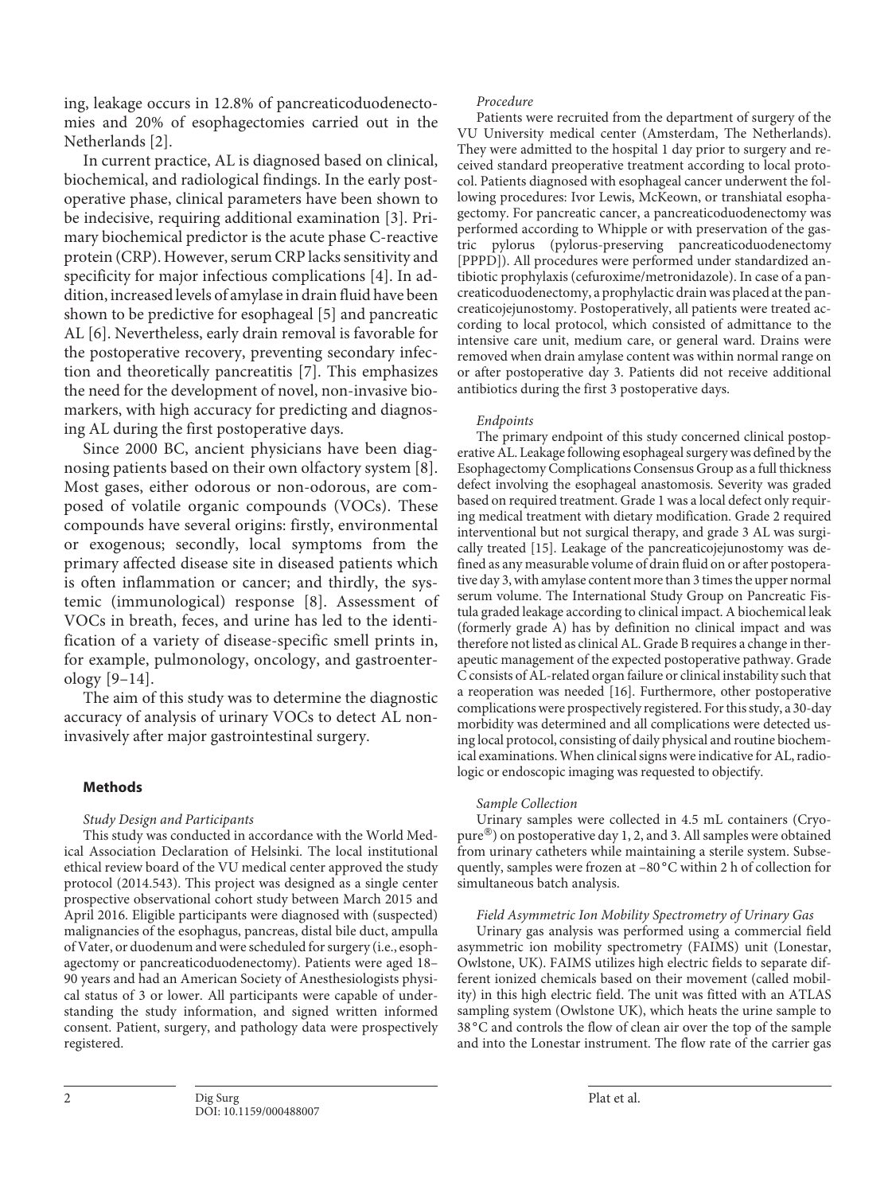ing, leakage occurs in 12.8% of pancreaticoduodenectomies and 20% of esophagectomies carried out in the Netherlands [2].

In current practice, AL is diagnosed based on clinical, biochemical, and radiological findings. In the early postoperative phase, clinical parameters have been shown to be indecisive, requiring additional examination [3]. Primary biochemical predictor is the acute phase C-reactive protein (CRP). However, serum CRP lacks sensitivity and specificity for major infectious complications [4]. In addition, increased levels of amylase in drain fluid have been shown to be predictive for esophageal [5] and pancreatic AL [6]. Nevertheless, early drain removal is favorable for the postoperative recovery, preventing secondary infection and theoretically pancreatitis [7]. This emphasizes the need for the development of novel, non-invasive biomarkers, with high accuracy for predicting and diagnosing AL during the first postoperative days.

Since 2000 BC, ancient physicians have been diagnosing patients based on their own olfactory system [8]. Most gases, either odorous or non-odorous, are composed of volatile organic compounds (VOCs). These compounds have several origins: firstly, environmental or exogenous; secondly, local symptoms from the primary affected disease site in diseased patients which is often inflammation or cancer; and thirdly, the systemic (immunological) response [8]. Assessment of VOCs in breath, feces, and urine has led to the identification of a variety of disease-specific smell prints in, for example, pulmonology, oncology, and gastroenterology [9–14].

The aim of this study was to determine the diagnostic accuracy of analysis of urinary VOCs to detect AL non-invasively after major gastrointestinal surgery.

## Methods

### *Study Design and Participants*

This study was conducted in accordance with the World Medical Association Declaration of Helsinki. The local institutional ethical review board of the VU medical center approved the study protocol (2014.543). This project was designed as a single center prospective observational cohort study between March 2015 and April 2016. Eligible participants were diagnosed with (suspected) malignancies of the esophagus, pancreas, distal bile duct, ampulla of Vater, or duodenum and were scheduled for surgery (i.e., esophagectomy or pancreaticoduodenectomy). Patients were aged 18–90 years and had an American Society of Anesthesiologists physical status of 3 or lower. All participants were capable of understanding the study information, and signed written informed consent. Patient, surgery, and pathology data were prospectively registered.

### *Procedure*

Patients were recruited from the department of surgery of the VU University medical center (Amsterdam, The Netherlands). They were admitted to the hospital 1 day prior to surgery and received standard preoperative treatment according to local protocol. Patients diagnosed with esophageal cancer underwent the following procedures: Ivor Lewis, McKeown, or transhiatal esophagectomy. For pancreatic cancer, a pancreaticoduodenectomy was performed according to Whipple or with preservation of the gastric pylorus (pylorus-preserving pancreaticoduodenectomy [PPPD]). All procedures were performed under standardized antibiotic prophylaxis (cefuroxime/metronidazole). In case of a pancreaticoduodenectomy, a prophylactic drain was placed at the pancreaticojejunostomy. Postoperatively, all patients were treated according to local protocol, which consisted of admittance to the intensive care unit, medium care, or general ward. Drains were removed when drain amylase content was within normal range on or after postoperative day 3. Patients did not receive additional antibiotics during the first 3 postoperative days.

### *Endpoints*

The primary endpoint of this study concerned clinical postoperative AL. Leakage following esophageal surgery was defined by the Esophagectomy Complications Consensus Group as a full thickness defect involving the esophageal anastomosis. Severity was graded based on required treatment. Grade 1 was a local defect only requiring medical treatment with dietary modification. Grade 2 required interventional but not surgical therapy, and grade 3 AL was surgically treated [15]. Leakage of the pancreaticojejunostomy was defined as any measurable volume of drain fluid on or after postoperative day 3, with amylase content more than 3 times the upper normal serum volume. The International Study Group on Pancreatic Fistula graded leakage according to clinical impact. A biochemical leak (formerly grade A) has by definition no clinical impact and was therefore not listed as clinical AL. Grade B requires a change in therapeutic management of the expected postoperative pathway. Grade C consists of AL-related organ failure or clinical instability such that a reoperation was needed [16]. Furthermore, other postoperative complications were prospectively registered. For this study, a 30-day morbidity was determined and all complications were detected using local protocol, consisting of daily physical and routine biochemical examinations. When clinical signs were indicative for AL, radiologic or endoscopic imaging was requested to objectify.

### *Sample Collection*

Urinary samples were collected in 4.5 mL containers (Cryopure®) on postoperative day 1, 2, and 3. All samples were obtained from urinary catheters while maintaining a sterile system. Subsequently, samples were frozen at −80 °C within 2 h of collection for simultaneous batch analysis.

### *Field Asymmetric Ion Mobility Spectrometry of Urinary Gas*

Urinary gas analysis was performed using a commercial field asymmetric ion mobility spectrometry (FAIMS) unit (Lonestar, Owlstone, UK). FAIMS utilizes high electric fields to separate different ionized chemicals based on their movement (called mobility) in this high electric field. The unit was fitted with an ATLAS sampling system (Owlstone UK), which heats the urine sample to 38 °C and controls the flow of clean air over the top of the sample and into the Lonestar instrument. The flow rate of the carrier gas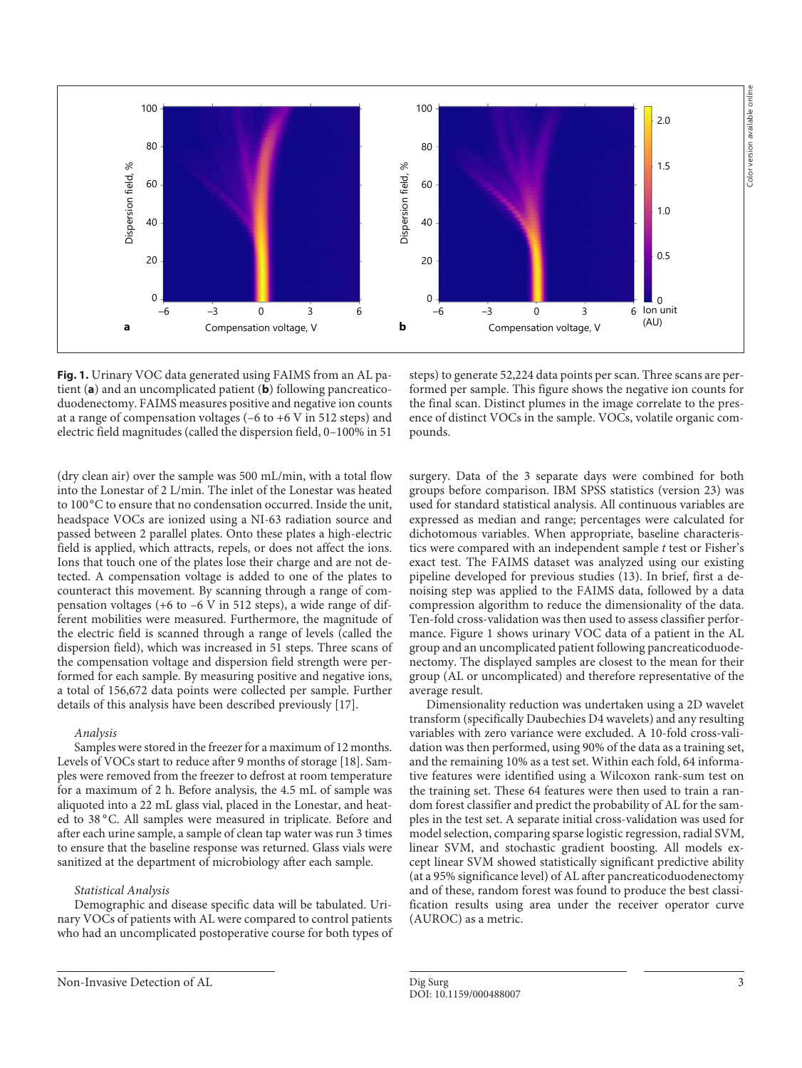**Fig. 1.** Urinary VOC data generated using FAIMS from an AL patient (**a**) and an uncomplicated patient (**b**) following pancreaticoduodenectomy. FAIMS measures positive and negative ion counts at a range of compensation voltages (–6 to +6 V in 512 steps) and electric field magnitudes (called the dispersion field, 0–100% in 51 steps) to generate 52,224 data points per scan. Three scans are performed per sample. This figure shows the negative ion counts for the final scan. Distinct plumes in the image correlate to the presence of distinct VOCs in the sample. VOCs, volatile organic compounds.

(dry clean air) over the sample was 500 mL/min, with a total flow into the Lonestar of 2 L/min. The inlet of the Lonestar was heated to 100 °C to ensure that no condensation occurred. Inside the unit, headspace VOCs are ionized using a NI-63 radiation source and passed between 2 parallel plates. Onto these plates a high-electric field is applied, which attracts, repels, or does not affect the ions. Ions that touch one of the plates lose their charge and are not detected. A compensation voltage is added to one of the plates to counteract this movement. By scanning through a range of compensation voltages (+6 to –6 V in 512 steps), a wide range of different mobilities were measured. Furthermore, the magnitude of the electric field is scanned through a range of levels (called the dispersion field), which was increased in 51 steps. Three scans of the compensation voltage and dispersion field strength were performed for each sample. By measuring positive and negative ions, a total of 156,672 data points were collected per sample. Further details of this analysis have been described previously [17].

*Analysis*

Samples were stored in the freezer for a maximum of 12 months. Levels of VOCs start to reduce after 9 months of storage [18]. Samples were removed from the freezer to defrost at room temperature for a maximum of 2 h. Before analysis, the 4.5 mL of sample was aliquoted into a 22 mL glass vial, placed in the Lonestar, and heated to 38 °C. All samples were measured in triplicate. Before and after each urine sample, a sample of clean tap water was run 3 times to ensure that the baseline response was returned. Glass vials were sanitized at the department of microbiology after each sample.

*Statistical Analysis*

Demographic and disease specific data will be tabulated. Urinary VOCs of patients with AL were compared to control patients who had an uncomplicated postoperative course for both types of surgery. Data of the 3 separate days were combined for both groups before comparison. IBM SPSS statistics (version 23) was used for standard statistical analysis. All continuous variables are expressed as median and range; percentages were calculated for dichotomous variables. When appropriate, baseline characteristics were compared with an independent sample *t* test or Fisher's exact test. The FAIMS dataset was analyzed using our existing pipeline developed for previous studies (13). In brief, first a denoising step was applied to the FAIMS data, followed by a data compression algorithm to reduce the dimensionality of the data. Ten-fold cross-validation was then used to assess classifier performance. Figure 1 shows urinary VOC data of a patient in the AL group and an uncomplicated patient following pancreaticoduodenectomy. The displayed samples are closest to the mean for their group (AL or uncomplicated) and therefore representative of the average result.

Dimensionality reduction was undertaken using a 2D wavelet transform (specifically Daubechies D4 wavelets) and any resulting variables with zero variance were excluded. A 10-fold cross-validation was then performed, using 90% of the data as a training set, and the remaining 10% as a test set. Within each fold, 64 informative features were identified using a Wilcoxon rank-sum test on the training set. These 64 features were then used to train a random forest classifier and predict the probability of AL for the samples in the test set. A separate initial cross-validation was used for model selection, comparing sparse logistic regression, radial SVM, linear SVM, and stochastic gradient boosting. All models except linear SVM showed statistically significant predictive ability (at a 95% significance level) of AL after pancreaticoduodenectomy and of these, random forest was found to produce the best classification results using area under the receiver operator curve (AUROC) as a metric.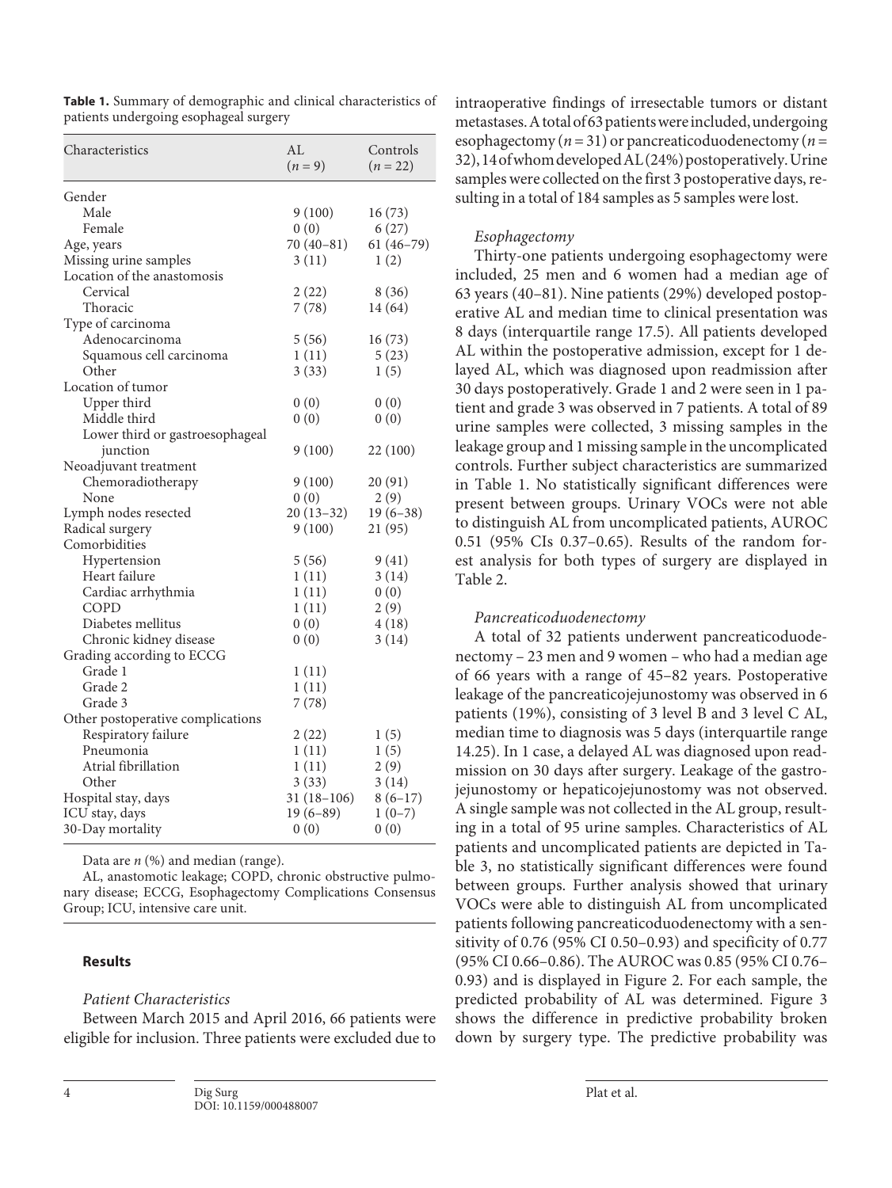**Table 1.** Summary of demographic and clinical characteristics of patients undergoing esophageal surgery

| Characteristics | AL (*n* = 9) | Controls (*n* = 22) |
|---|---|---|
| Gender | | |
| Male | 9 (100) | 16 (73) |
| Female | 0 (0) | 6 (27) |
| Age, years | 70 (40–81) | 61 (46–79) |
| Missing urine samples | 3 (11) | 1 (2) |
| Location of the anastomosis | | |
| Cervical | 2 (22) | 8 (36) |
| Thoracic | 7 (78) | 14 (64) |
| Type of carcinoma | | |
| Adenocarcinoma | 5 (56) | 16 (73) |
| Squamous cell carcinoma | 1 (11) | 5 (23) |
| Other | 3 (33) | 1 (5) |
| Location of tumor | | |
| Upper third | 0 (0) | 0 (0) |
| Middle third | 0 (0) | 0 (0) |
| Lower third or gastroesophageal junction | 9 (100) | 22 (100) |
| Neoadjuvant treatment | | |
| Chemoradiotherapy | 9 (100) | 20 (91) |
| None | 0 (0) | 2 (9) |
| Lymph nodes resected | 20 (13–32) | 19 (6–38) |
| Radical surgery | 9 (100) | 21 (95) |
| Comorbidities | | |
| Hypertension | 5 (56) | 9 (41) |
| Heart failure | 1 (11) | 3 (14) |
| Cardiac arrhythmia | 1 (11) | 0 (0) |
| COPD | 1 (11) | 2 (9) |
| Diabetes mellitus | 0 (0) | 4 (18) |
| Chronic kidney disease | 0 (0) | 3 (14) |
| Grading according to ECCG | | |
| Grade 1 | 1 (11) | |
| Grade 2 | 1 (11) | |
| Grade 3 | 7 (78) | |
| Other postoperative complications | | |
| Respiratory failure | 2 (22) | 1 (5) |
| Pneumonia | 1 (11) | 1 (5) |
| Atrial fibrillation | 1 (11) | 2 (9) |
| Other | 3 (33) | 3 (14) |
| Hospital stay, days | 31 (18–106) | 8 (6–17) |
| ICU stay, days | 19 (6–89) | 1 (0–7) |
| 30-Day mortality | 0 (0) | 0 (0) |

Data are *n* (%) and median (range).

AL, anastomotic leakage; COPD, chronic obstructive pulmonary disease; ECCG, Esophagectomy Complications Consensus Group; ICU, intensive care unit.

## Results

### *Patient Characteristics*

Between March 2015 and April 2016, 66 patients were eligible for inclusion. Three patients were excluded due to intraoperative findings of irresectable tumors or distant metastases. A total of 63 patients were included, undergoing esophagectomy (*n* = 31) or pancreaticoduodenectomy (*n* = 32), 14 of whom developed AL (24%) postoperatively. Urine samples were collected on the first 3 postoperative days, resulting in a total of 184 samples as 5 samples were lost.

### *Esophagectomy*

Thirty-one patients undergoing esophagectomy were included, 25 men and 6 women had a median age of 63 years (40–81). Nine patients (29%) developed postoperative AL and median time to clinical presentation was 8 days (interquartile range 17.5). All patients developed AL within the postoperative admission, except for 1 delayed AL, which was diagnosed upon readmission after 30 days postoperatively. Grade 1 and 2 were seen in 1 patient and grade 3 was observed in 7 patients. A total of 89 urine samples were collected, 3 missing samples in the leakage group and 1 missing sample in the uncomplicated controls. Further subject characteristics are summarized in Table 1. No statistically significant differences were present between groups. Urinary VOCs were not able to distinguish AL from uncomplicated patients, AUROC 0.51 (95% CIs 0.37–0.65). Results of the random forest analysis for both types of surgery are displayed in Table 2.

### *Pancreaticoduodenectomy*

A total of 32 patients underwent pancreaticoduodenectomy – 23 men and 9 women – who had a median age of 66 years with a range of 45–82 years. Postoperative leakage of the pancreaticojejunostomy was observed in 6 patients (19%), consisting of 3 level B and 3 level C AL, median time to diagnosis was 5 days (interquartile range 14.25). In 1 case, a delayed AL was diagnosed upon readmission on 30 days after surgery. Leakage of the gastrojejunostomy or hepaticojejunostomy was not observed. A single sample was not collected in the AL group, resulting in a total of 95 urine samples. Characteristics of AL patients and uncomplicated patients are depicted in Table 3, no statistically significant differences were found between groups. Further analysis showed that urinary VOCs were able to distinguish AL from uncomplicated patients following pancreaticoduodenectomy with a sensitivity of 0.76 (95% CI 0.50–0.93) and specificity of 0.77 (95% CI 0.66–0.86). The AUROC was 0.85 (95% CI 0.76–0.93) and is displayed in Figure 2. For each sample, the predicted probability of AL was determined. Figure 3 shows the difference in predictive probability broken down by surgery type. The predictive probability was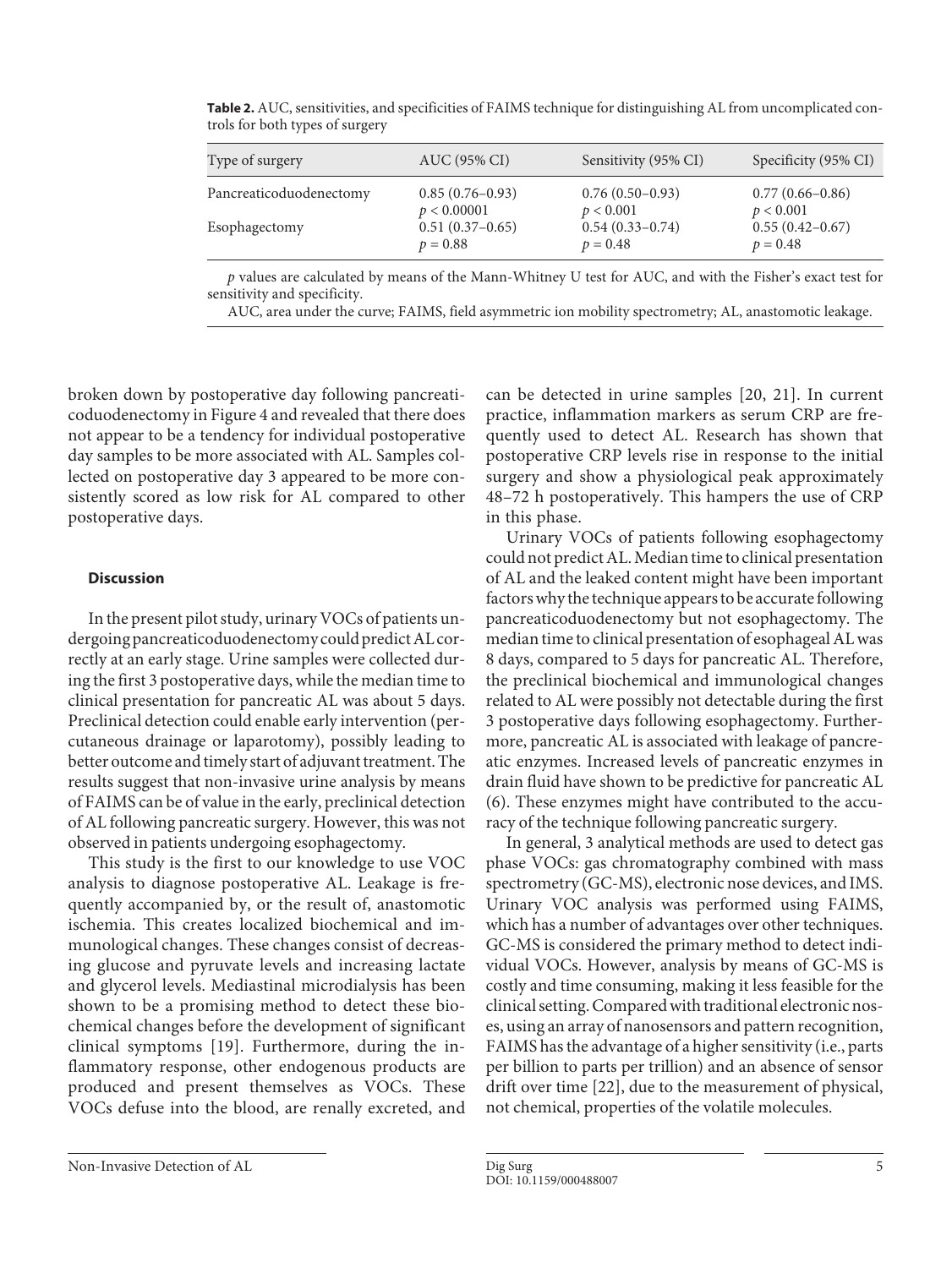**Table 2.** AUC, sensitivities, and specificities of FAIMS technique for distinguishing AL from uncomplicated controls for both types of surgery

| Type of surgery | AUC (95% CI) | Sensitivity (95% CI) | Specificity (95% CI) |
|---|---|---|---|
| Pancreaticoduodenectomy | 0.85 (0.76–0.93) $p < 0.00001$ | 0.76 (0.50–0.93) $p < 0.001$ | 0.77 (0.66–0.86) $p < 0.001$ |
| Esophagectomy | 0.51 (0.37–0.65) $p = 0.88$ | 0.54 (0.33–0.74) $p = 0.48$ | 0.55 (0.42–0.67) $p = 0.48$ |

*p* values are calculated by means of the Mann-Whitney U test for AUC, and with the Fisher's exact test for sensitivity and specificity.

AUC, area under the curve; FAIMS, field asymmetric ion mobility spectrometry; AL, anastomotic leakage.

broken down by postoperative day following pancreaticoduodenectomy in Figure 4 and revealed that there does not appear to be a tendency for individual postoperative day samples to be more associated with AL. Samples collected on postoperative day 3 appeared to be more consistently scored as low risk for AL compared to other postoperative days.

## Discussion

In the present pilot study, urinary VOCs of patients undergoing pancreaticoduodenectomy could predict AL correctly at an early stage. Urine samples were collected during the first 3 postoperative days, while the median time to clinical presentation for pancreatic AL was about 5 days. Preclinical detection could enable early intervention (percutaneous drainage or laparotomy), possibly leading to better outcome and timely start of adjuvant treatment. The results suggest that non-invasive urine analysis by means of FAIMS can be of value in the early, preclinical detection of AL following pancreatic surgery. However, this was not observed in patients undergoing esophagectomy.

This study is the first to our knowledge to use VOC analysis to diagnose postoperative AL. Leakage is frequently accompanied by, or the result of, anastomotic ischemia. This creates localized biochemical and immunological changes. These changes consist of decreasing glucose and pyruvate levels and increasing lactate and glycerol levels. Mediastinal microdialysis has been shown to be a promising method to detect these biochemical changes before the development of significant clinical symptoms [19]. Furthermore, during the inflammatory response, other endogenous products are produced and present themselves as VOCs. These VOCs defuse into the blood, are renally excreted, and can be detected in urine samples [20, 21]. In current practice, inflammation markers as serum CRP are frequently used to detect AL. Research has shown that postoperative CRP levels rise in response to the initial surgery and show a physiological peak approximately 48–72 h postoperatively. This hampers the use of CRP in this phase.

Urinary VOCs of patients following esophagectomy could not predict AL. Median time to clinical presentation of AL and the leaked content might have been important factors why the technique appears to be accurate following pancreaticoduodenectomy but not esophagectomy. The median time to clinical presentation of esophageal AL was 8 days, compared to 5 days for pancreatic AL. Therefore, the preclinical biochemical and immunological changes related to AL were possibly not detectable during the first 3 postoperative days following esophagectomy. Furthermore, pancreatic AL is associated with leakage of pancreatic enzymes. Increased levels of pancreatic enzymes in drain fluid have shown to be predictive for pancreatic AL (6). These enzymes might have contributed to the accuracy of the technique following pancreatic surgery.

In general, 3 analytical methods are used to detect gas phase VOCs: gas chromatography combined with mass spectrometry (GC-MS), electronic nose devices, and IMS. Urinary VOC analysis was performed using FAIMS, which has a number of advantages over other techniques. GC-MS is considered the primary method to detect individual VOCs. However, analysis by means of GC-MS is costly and time consuming, making it less feasible for the clinical setting. Compared with traditional electronic noses, using an array of nanosensors and pattern recognition, FAIMS has the advantage of a higher sensitivity (i.e., parts per billion to parts per trillion) and an absence of sensor drift over time [22], due to the measurement of physical, not chemical, properties of the volatile molecules.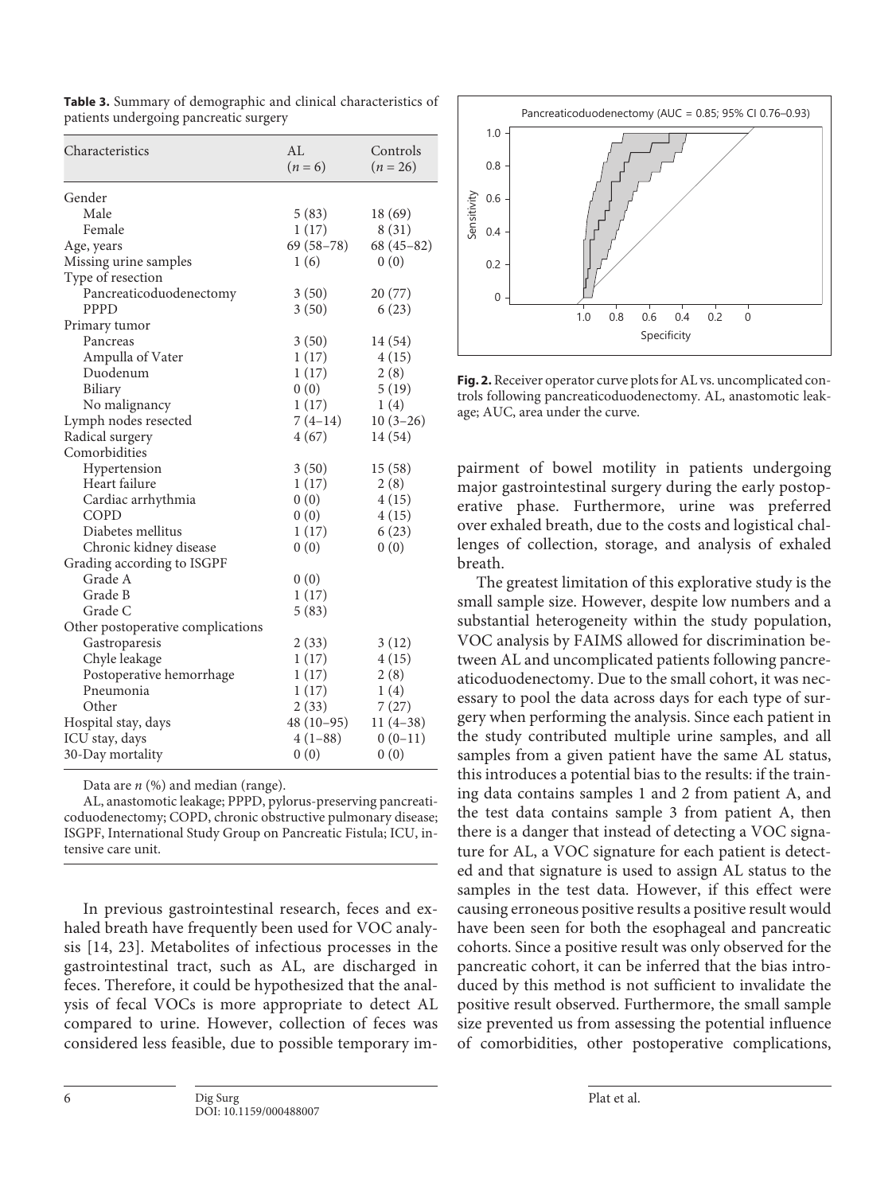**Table 3.** Summary of demographic and clinical characteristics of patients undergoing pancreatic surgery

| Characteristics | AL ($n$ = 6) | Controls ($n$ = 26) |
|---|---|---|
| Gender | | |
| Male | 5 (83) | 18 (69) |
| Female | 1 (17) | 8 (31) |
| Age, years | 69 (58–78) | 68 (45–82) |
| Missing urine samples | 1 (6) | 0 (0) |
| Type of resection | | |
| Pancreaticoduodenectomy | 3 (50) | 20 (77) |
| PPPD | 3 (50) | 6 (23) |
| Primary tumor | | |
| Pancreas | 3 (50) | 14 (54) |
| Ampulla of Vater | 1 (17) | 4 (15) |
| Duodenum | 1 (17) | 2 (8) |
| Biliary | 0 (0) | 5 (19) |
| No malignancy | 1 (17) | 1 (4) |
| Lymph nodes resected | 7 (4–14) | 10 (3–26) |
| Radical surgery | 4 (67) | 14 (54) |
| Comorbidities | | |
| Hypertension | 3 (50) | 15 (58) |
| Heart failure | 1 (17) | 2 (8) |
| Cardiac arrhythmia | 0 (0) | 4 (15) |
| COPD | 0 (0) | 4 (15) |
| Diabetes mellitus | 1 (17) | 6 (23) |
| Chronic kidney disease | 0 (0) | 0 (0) |
| Grading according to ISGPF | | |
| Grade A | 0 (0) | |
| Grade B | 1 (17) | |
| Grade C | 5 (83) | |
| Other postoperative complications | | |
| Gastroparesis | 2 (33) | 3 (12) |
| Chyle leakage | 1 (17) | 4 (15) |
| Postoperative hemorrhage | 1 (17) | 2 (8) |
| Pneumonia | 1 (17) | 1 (4) |
| Other | 2 (33) | 7 (27) |
| Hospital stay, days | 48 (10–95) | 11 (4–38) |
| ICU stay, days | 4 (1–88) | 0 (0–11) |
| 30-Day mortality | 0 (0) | 0 (0) |

Data are $n$ (%) and median (range).

AL, anastomotic leakage; PPPD, pylorus-preserving pancreaticoduodenectomy; COPD, chronic obstructive pulmonary disease; ISGPF, International Study Group on Pancreatic Fistula; ICU, intensive care unit.

In previous gastrointestinal research, feces and exhaled breath have frequently been used for VOC analysis [14, 23]. Metabolites of infectious processes in the gastrointestinal tract, such as AL, are discharged in feces. Therefore, it could be hypothesized that the analysis of fecal VOCs is more appropriate to detect AL compared to urine. However, collection of feces was considered less feasible, due to possible temporary impairment of bowel motility in patients undergoing major gastrointestinal surgery during the early postoperative phase. Furthermore, urine was preferred over exhaled breath, due to the costs and logistical challenges of collection, storage, and analysis of exhaled breath.

**Fig. 2.** Receiver operator curve plots for AL vs. uncomplicated controls following pancreaticoduodenectomy. AL, anastomotic leakage; AUC, area under the curve.

The greatest limitation of this explorative study is the small sample size. However, despite low numbers and a substantial heterogeneity within the study population, VOC analysis by FAIMS allowed for discrimination between AL and uncomplicated patients following pancreaticoduodenectomy. Due to the small cohort, it was necessary to pool the data across days for each type of surgery when performing the analysis. Since each patient in the study contributed multiple urine samples, and all samples from a given patient have the same AL status, this introduces a potential bias to the results: if the training data contains samples 1 and 2 from patient A, and the test data contains sample 3 from patient A, then there is a danger that instead of detecting a VOC signature for AL, a VOC signature for each patient is detected and that signature is used to assign AL status to the samples in the test data. However, if this effect were causing erroneous positive results a positive result would have been seen for both the esophageal and pancreatic cohorts. Since a positive result was only observed for the pancreatic cohort, it can be inferred that the bias introduced by this method is not sufficient to invalidate the positive result observed. Furthermore, the small sample size prevented us from assessing the potential influence of comorbidities, other postoperative complications,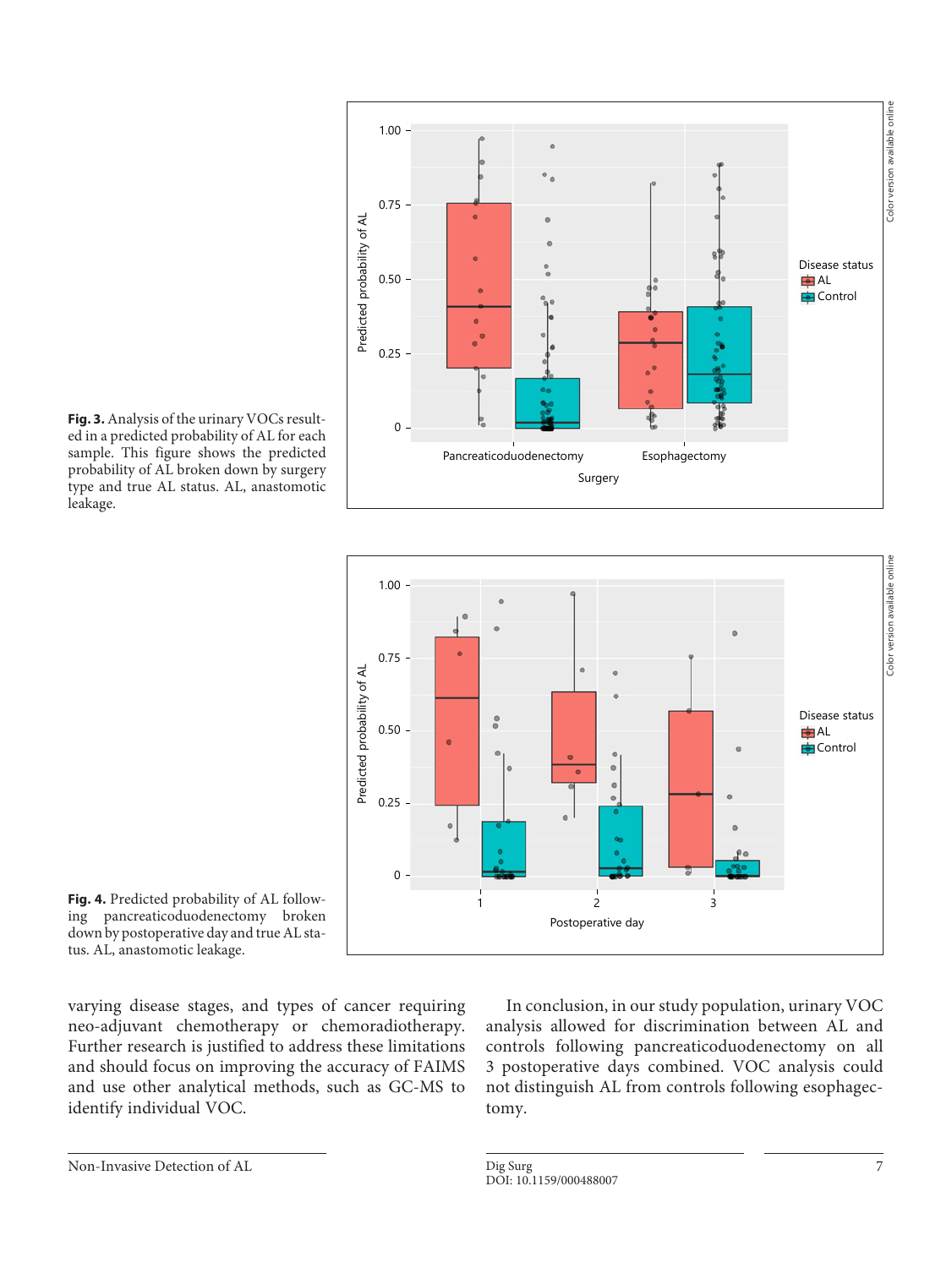**Fig. 3.** Analysis of the urinary VOCs resulted in a predicted probability of AL for each sample. This figure shows the predicted probability of AL broken down by surgery type and true AL status. AL, anastomotic leakage.

**Fig. 4.** Predicted probability of AL following pancreaticoduodenectomy broken down by postoperative day and true AL status. AL, anastomotic leakage.

varying disease stages, and types of cancer requiring neo-adjuvant chemotherapy or chemoradiotherapy. Further research is justified to address these limitations and should focus on improving the accuracy of FAIMS and use other analytical methods, such as GC-MS to identify individual VOC.

In conclusion, in our study population, urinary VOC analysis allowed for discrimination between AL and controls following pancreaticoduodenectomy on all 3 postoperative days combined. VOC analysis could not distinguish AL from controls following esophagectomy.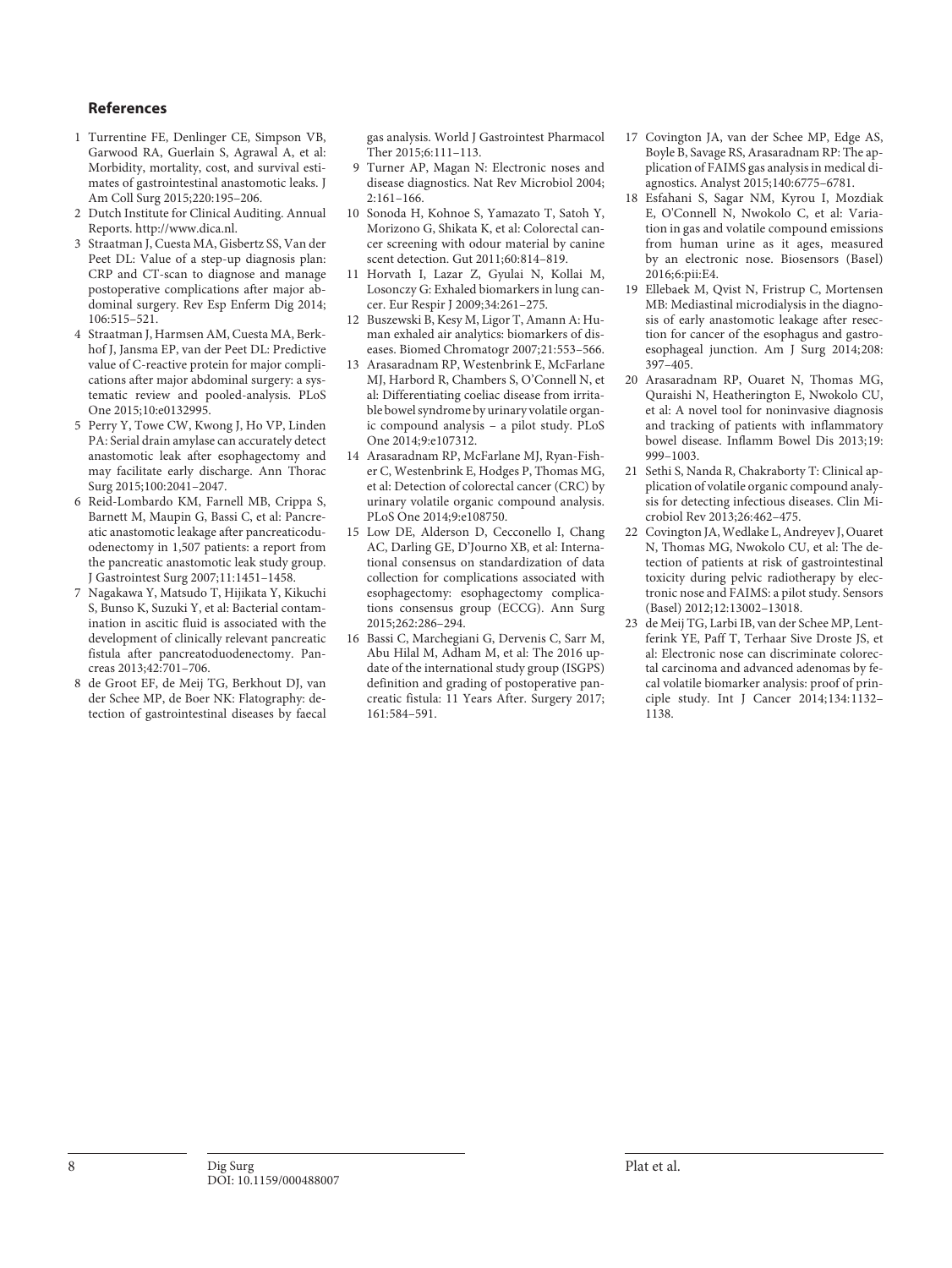## References

1. Turrentine FE, Denlinger CE, Simpson VB, Garwood RA, Guerlain S, Agrawal A, et al: Morbidity, mortality, cost, and survival estimates of gastrointestinal anastomotic leaks. J Am Coll Surg 2015;220:195–206.
2. Dutch Institute for Clinical Auditing. Annual Reports. http://www.dica.nl.
3. Straatman J, Cuesta MA, Gisbertz SS, Van der Peet DL: Value of a step-up diagnosis plan: CRP and CT-scan to diagnose and manage postoperative complications after major abdominal surgery. Rev Esp Enferm Dig 2014;106:515–521.
4. Straatman J, Harmsen AM, Cuesta MA, Berkhof J, Jansma EP, van der Peet DL: Predictive value of C-reactive protein for major complications after major abdominal surgery: a systematic review and pooled-analysis. PLoS One 2015;10:e0132995.
5. Perry Y, Towe CW, Kwong J, Ho VP, Linden PA: Serial drain amylase can accurately detect anastomotic leak after esophagectomy and may facilitate early discharge. Ann Thorac Surg 2015;100:2041–2047.
6. Reid-Lombardo KM, Farnell MB, Crippa S, Barnett M, Maupin G, Bassi C, et al: Pancreatic anastomotic leakage after pancreaticoduodenectomy in 1,507 patients: a report from the pancreatic anastomotic leak study group. J Gastrointest Surg 2007;11:1451–1458.
7. Nagakawa Y, Matsudo T, Hijikata Y, Kikuchi S, Bunso K, Suzuki Y, et al: Bacterial contamination in ascitic fluid is associated with the development of clinically relevant pancreatic fistula after pancreatoduodenectomy. Pancreas 2013;42:701–706.
8. de Groot EF, de Meij TG, Berkhout DJ, van der Schee MP, de Boer NK: Flatography: detection of gastrointestinal diseases by faecal gas analysis. World J Gastrointest Pharmacol Ther 2015;6:111–113.
9. Turner AP, Magan N: Electronic noses and disease diagnostics. Nat Rev Microbiol 2004;2:161–166.
10. Sonoda H, Kohnoe S, Yamazato T, Satoh Y, Morizono G, Shikata K, et al: Colorectal cancer screening with odour material by canine scent detection. Gut 2011;60:814–819.
11. Horvath I, Lazar Z, Gyulai N, Kollai M, Losonczy G: Exhaled biomarkers in lung cancer. Eur Respir J 2009;34:261–275.
12. Buszewski B, Kesy M, Ligor T, Amann A: Human exhaled air analytics: biomarkers of diseases. Biomed Chromatogr 2007;21:553–566.
13. Arasaradnam RP, Westenbrink E, McFarlane MJ, Harbord R, Chambers S, O'Connell N, et al: Differentiating coeliac disease from irritable bowel syndrome by urinary volatile organic compound analysis – a pilot study. PLoS One 2014;9:e107312.
14. Arasaradnam RP, McFarlane MJ, Ryan-Fisher C, Westenbrink E, Hodges P, Thomas MG, et al: Detection of colorectal cancer (CRC) by urinary volatile organic compound analysis. PLoS One 2014;9:e108750.
15. Low DE, Alderson D, Cecconello I, Chang AC, Darling GE, D'Journo XB, et al: International consensus on standardization of data collection for complications associated with esophagectomy: esophagectomy complications consensus group (ECCG). Ann Surg 2015;262:286–294.
16. Bassi C, Marchegiani G, Dervenis C, Sarr M, Abu Hilal M, Adham M, et al: The 2016 update of the international study group (ISGPS) definition and grading of postoperative pancreatic fistula: 11 Years After. Surgery 2017;161:584–591.
17. Covington JA, van der Schee MP, Edge AS, Boyle B, Savage RS, Arasaradnam RP: The application of FAIMS gas analysis in medical diagnostics. Analyst 2015;140:6775–6781.
18. Esfahani S, Sagar NM, Kyrou I, Mozdiak E, O'Connell N, Nwokolo C, et al: Variation in gas and volatile compound emissions from human urine as it ages, measured by an electronic nose. Biosensors (Basel) 2016;6:pii:E4.
19. Ellebaek M, Qvist N, Fristrup C, Mortensen MB: Mediastinal microdialysis in the diagnosis of early anastomotic leakage after resection for cancer of the esophagus and gastroesophageal junction. Am J Surg 2014;208:397–405.
20. Arasaradnam RP, Ouaret N, Thomas MG, Quraishi N, Heatherington E, Nwokolo CU, et al: A novel tool for noninvasive diagnosis and tracking of patients with inflammatory bowel disease. Inflamm Bowel Dis 2013;19:999–1003.
21. Sethi S, Nanda R, Chakraborty T: Clinical application of volatile organic compound analysis for detecting infectious diseases. Clin Microbiol Rev 2013;26:462–475.
22. Covington JA, Wedlake L, Andreyev J, Ouaret N, Thomas MG, Nwokolo CU, et al: The detection of patients at risk of gastrointestinal toxicity during pelvic radiotherapy by electronic nose and FAIMS: a pilot study. Sensors (Basel) 2012;12:13002–13018.
23. de Meij TG, Larbi IB, van der Schee MP, Lentferink YE, Paff T, Terhaar Sive Droste JS, et al: Electronic nose can discriminate colorectal carcinoma and advanced adenomas by fecal volatile biomarker analysis: proof of principle study. Int J Cancer 2014;134:1132–1138.